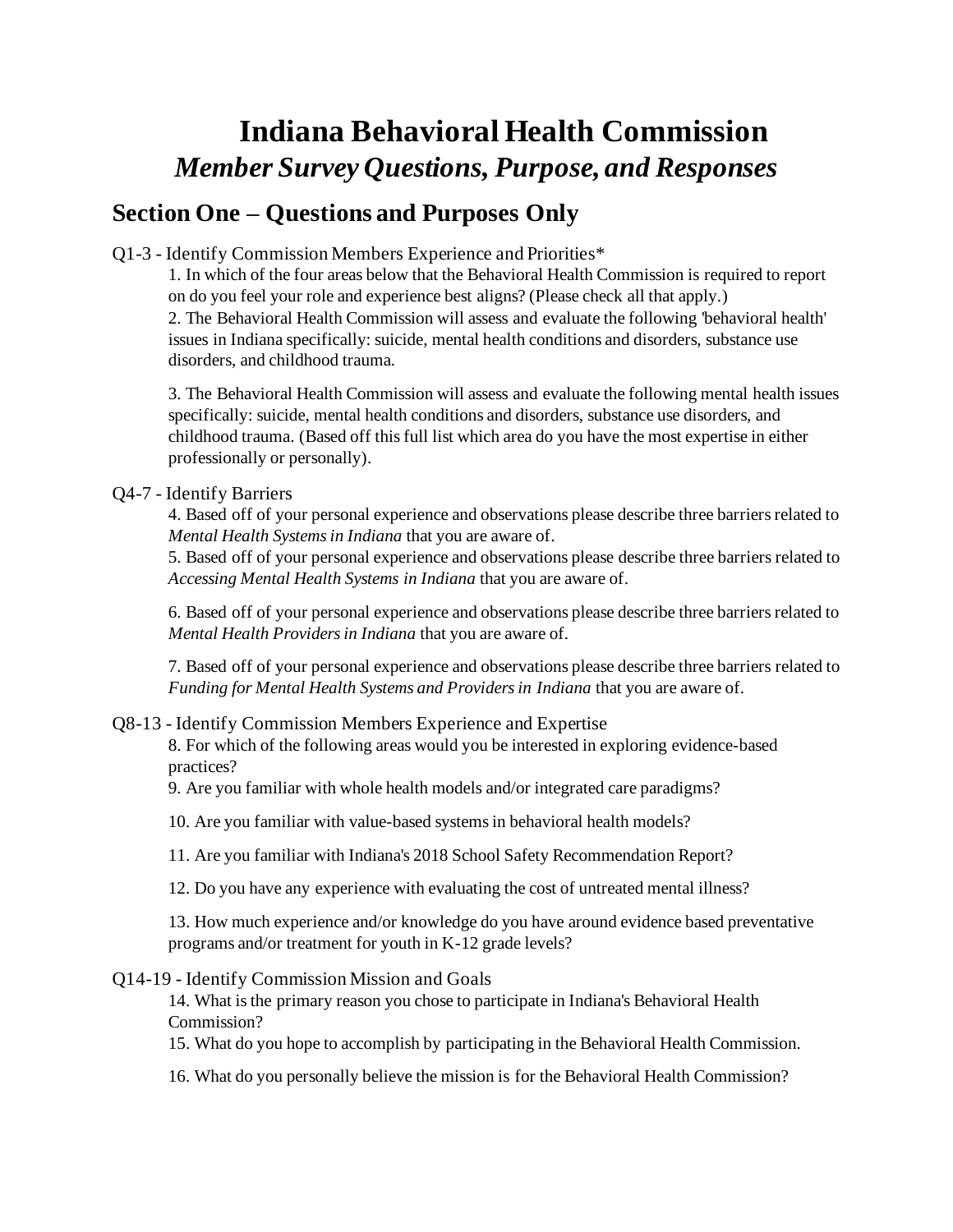# Indiana Behavioral Health Commission

## *Member Survey Questions, Purpose, and Responses*

## Section One – Questions and Purposes Only

Q1-3 - Identify Commission Members Experience and Priorities*

1. In which of the four areas below that the Behavioral Health Commission is required to report on do you feel your role and experience best aligns? (Please check all that apply.)
2. The Behavioral Health Commission will assess and evaluate the following 'behavioral health' issues in Indiana specifically: suicide, mental health conditions and disorders, substance use disorders, and childhood trauma.
3. The Behavioral Health Commission will assess and evaluate the following mental health issues specifically: suicide, mental health conditions and disorders, substance use disorders, and childhood trauma. (Based off this full list which area do you have the most expertise in either professionally or personally).

Q4-7 - Identify Barriers

4. Based off of your personal experience and observations please describe three barriers related to *Mental Health Systems in Indiana* that you are aware of.
5. Based off of your personal experience and observations please describe three barriers related to *Accessing Mental Health Systems in Indiana* that you are aware of.
6. Based off of your personal experience and observations please describe three barriers related to *Mental Health Providers in Indiana* that you are aware of.
7. Based off of your personal experience and observations please describe three barriers related to *Funding for Mental Health Systems and Providers in Indiana* that you are aware of.

Q8-13 - Identify Commission Members Experience and Expertise

8. For which of the following areas would you be interested in exploring evidence-based practices?
9. Are you familiar with whole health models and/or integrated care paradigms?
10. Are you familiar with value-based systems in behavioral health models?
11. Are you familiar with Indiana's 2018 School Safety Recommendation Report?
12. Do you have any experience with evaluating the cost of untreated mental illness?
13. How much experience and/or knowledge do you have around evidence based preventative programs and/or treatment for youth in K-12 grade levels?

Q14-19 - Identify Commission Mission and Goals

14. What is the primary reason you chose to participate in Indiana's Behavioral Health Commission?
15. What do you hope to accomplish by participating in the Behavioral Health Commission.
16. What do you personally believe the mission is for the Behavioral Health Commission?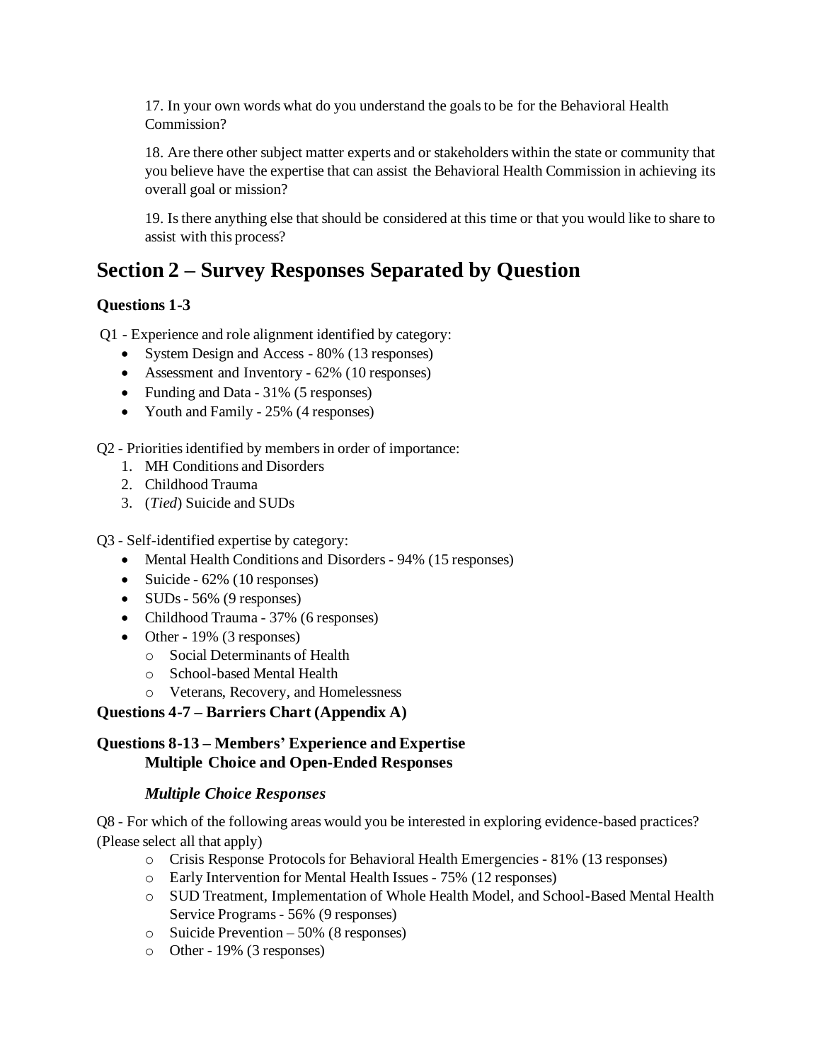17. In your own words what do you understand the goals to be for the Behavioral Health Commission?

18. Are there other subject matter experts and or stakeholders within the state or community that you believe have the expertise that can assist the Behavioral Health Commission in achieving its overall goal or mission?

19. Is there anything else that should be considered at this time or that you would like to share to assist with this process?

# Section 2 – Survey Responses Separated by Question

### Questions 1-3

Q1 - Experience and role alignment identified by category:

- System Design and Access - 80% (13 responses)
- Assessment and Inventory - 62% (10 responses)
- Funding and Data - 31% (5 responses)
- Youth and Family - 25% (4 responses)

Q2 - Priorities identified by members in order of importance:

1. MH Conditions and Disorders
2. Childhood Trauma
3. (*Tied*) Suicide and SUDs

Q3 - Self-identified expertise by category:

- Mental Health Conditions and Disorders - 94% (15 responses)
- Suicide - 62% (10 responses)
- SUDs - 56% (9 responses)
- Childhood Trauma - 37% (6 responses)
- Other - 19% (3 responses)
  - Social Determinants of Health
  - School-based Mental Health
  - Veterans, Recovery, and Homelessness

### Questions 4-7 – Barriers Chart (Appendix A)

### Questions 8-13 – Members' Experience and Expertise Multiple Choice and Open-Ended Responses

#### *Multiple Choice Responses*

Q8 - For which of the following areas would you be interested in exploring evidence-based practices? (Please select all that apply)

- Crisis Response Protocols for Behavioral Health Emergencies - 81% (13 responses)
- Early Intervention for Mental Health Issues - 75% (12 responses)
- SUD Treatment, Implementation of Whole Health Model, and School-Based Mental Health Service Programs - 56% (9 responses)
- Suicide Prevention – 50% (8 responses)
- Other - 19% (3 responses)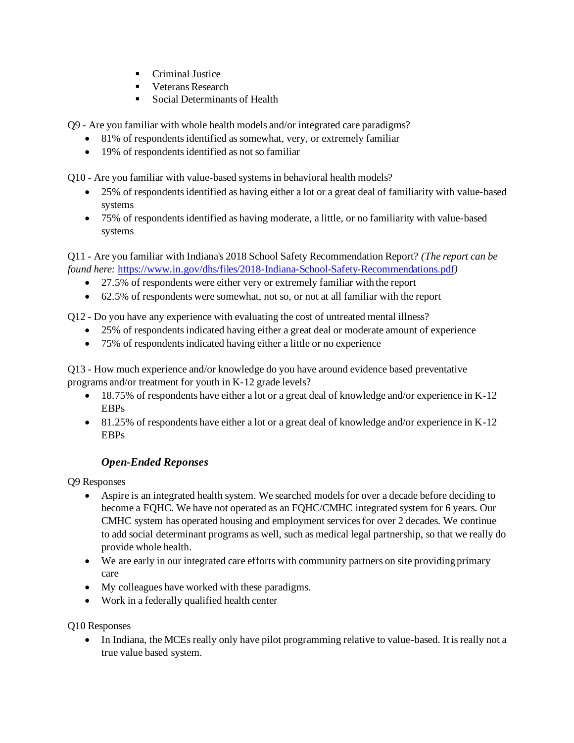- Criminal Justice
    - Veterans Research
    - Social Determinants of Health

Q9 - Are you familiar with whole health models and/or integrated care paradigms?

- 81% of respondents identified as somewhat, very, or extremely familiar
- 19% of respondents identified as not so familiar

Q10 - Are you familiar with value-based systems in behavioral health models?

- 25% of respondents identified as having either a lot or a great deal of familiarity with value-based systems
- 75% of respondents identified as having moderate, a little, or no familiarity with value-based systems

Q11 - Are you familiar with Indiana's 2018 School Safety Recommendation Report? *(The report can be found here:* [https://www.in.gov/dhs/files/2018-Indiana-School-Safety-Recommendations.pdf](https://www.in.gov/dhs/files/2018-Indiana-School-Safety-Recommendations.pdf)*)*

- 27.5% of respondents were either very or extremely familiar with the report
- 62.5% of respondents were somewhat, not so, or not at all familiar with the report

Q12 - Do you have any experience with evaluating the cost of untreated mental illness?

- 25% of respondents indicated having either a great deal or moderate amount of experience
- 75% of respondents indicated having either a little or no experience

Q13 - How much experience and/or knowledge do you have around evidence based preventative programs and/or treatment for youth in K-12 grade levels?

- 18.75% of respondents have either a lot or a great deal of knowledge and/or experience in K-12 EBPs
- 81.25% of respondents have either a lot or a great deal of knowledge and/or experience in K-12 EBPs

### *Open-Ended Reponses*

Q9 Responses

- Aspire is an integrated health system. We searched models for over a decade before deciding to become a FQHC. We have not operated as an FQHC/CMHC integrated system for 6 years. Our CMHC system has operated housing and employment services for over 2 decades. We continue to add social determinant programs as well, such as medical legal partnership, so that we really do provide whole health.
- We are early in our integrated care efforts with community partners on site providing primary care
- My colleagues have worked with these paradigms.
- Work in a federally qualified health center

Q10 Responses

- In Indiana, the MCEs really only have pilot programming relative to value-based. It is really not a true value based system.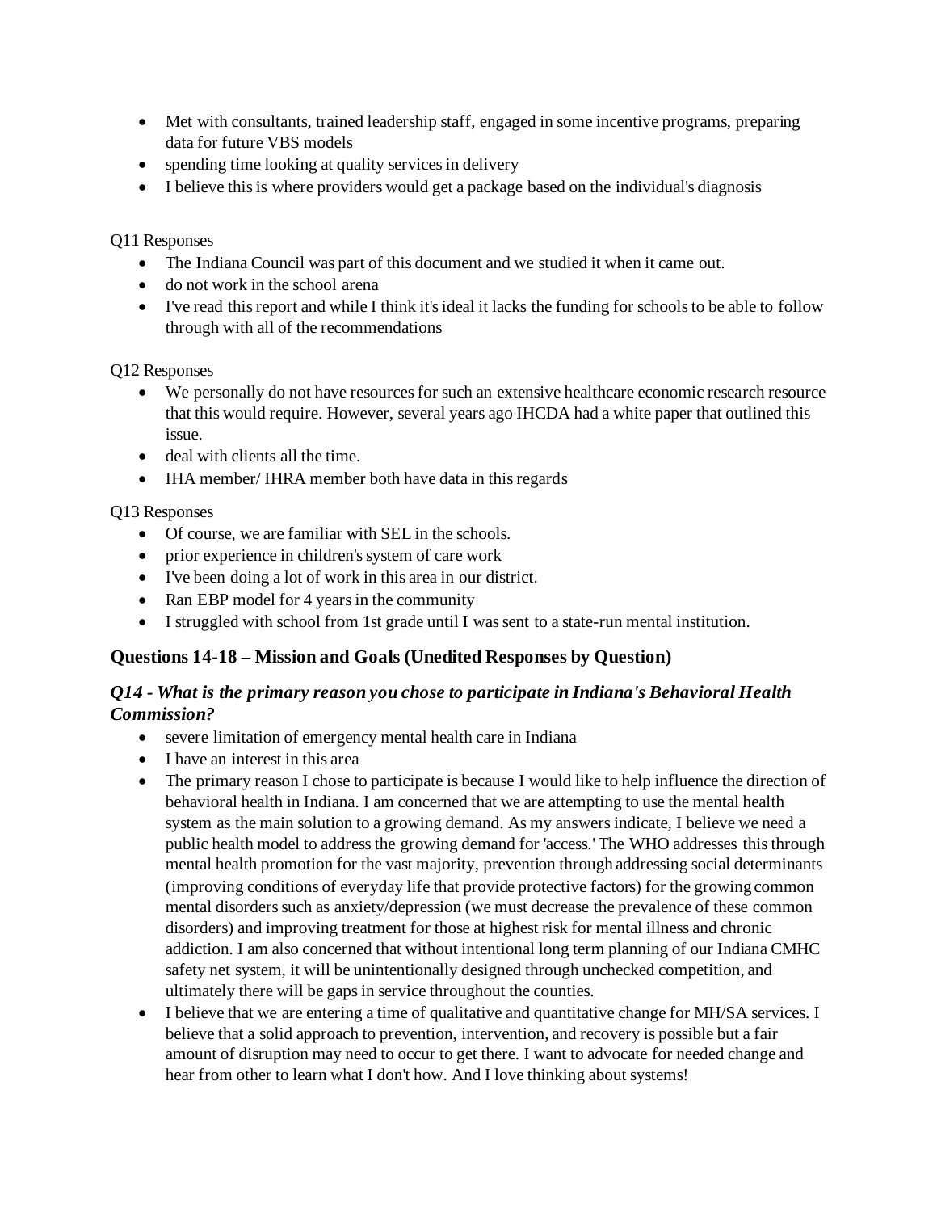- Met with consultants, trained leadership staff, engaged in some incentive programs, preparing data for future VBS models
- spending time looking at quality services in delivery
- I believe this is where providers would get a package based on the individual's diagnosis

Q11 Responses

- The Indiana Council was part of this document and we studied it when it came out.
- do not work in the school arena
- I've read this report and while I think it's ideal it lacks the funding for schools to be able to follow through with all of the recommendations

Q12 Responses

- We personally do not have resources for such an extensive healthcare economic research resource that this would require. However, several years ago IHCDA had a white paper that outlined this issue.
- deal with clients all the time.
- IHA member/ IHRA member both have data in this regards

Q13 Responses

- Of course, we are familiar with SEL in the schools.
- prior experience in children's system of care work
- I've been doing a lot of work in this area in our district.
- Ran EBP model for 4 years in the community
- I struggled with school from 1st grade until I was sent to a state-run mental institution.

## Questions 14-18 – Mission and Goals (Unedited Responses by Question)

### *Q14 - What is the primary reason you chose to participate in Indiana's Behavioral Health Commission?*

- severe limitation of emergency mental health care in Indiana
- I have an interest in this area
- The primary reason I chose to participate is because I would like to help influence the direction of behavioral health in Indiana. I am concerned that we are attempting to use the mental health system as the main solution to a growing demand. As my answers indicate, I believe we need a public health model to address the growing demand for 'access.' The WHO addresses this through mental health promotion for the vast majority, prevention through addressing social determinants (improving conditions of everyday life that provide protective factors) for the growing common mental disorders such as anxiety/depression (we must decrease the prevalence of these common disorders) and improving treatment for those at highest risk for mental illness and chronic addiction. I am also concerned that without intentional long term planning of our Indiana CMHC safety net system, it will be unintentionally designed through unchecked competition, and ultimately there will be gaps in service throughout the counties.
- I believe that we are entering a time of qualitative and quantitative change for MH/SA services. I believe that a solid approach to prevention, intervention, and recovery is possible but a fair amount of disruption may need to occur to get there. I want to advocate for needed change and hear from other to learn what I don't how. And I love thinking about systems!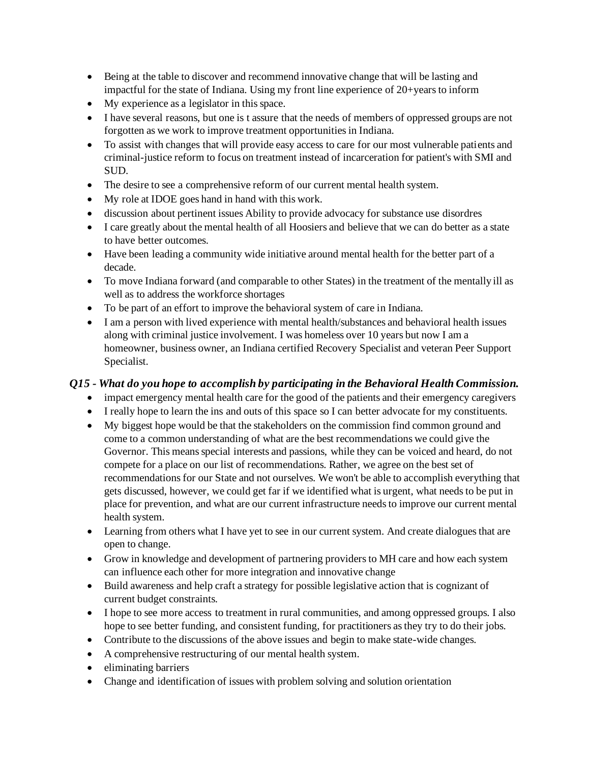- Being at the table to discover and recommend innovative change that will be lasting and impactful for the state of Indiana. Using my front line experience of 20+years to inform
- My experience as a legislator in this space.
- I have several reasons, but one is t assure that the needs of members of oppressed groups are not forgotten as we work to improve treatment opportunities in Indiana.
- To assist with changes that will provide easy access to care for our most vulnerable patients and criminal-justice reform to focus on treatment instead of incarceration for patient's with SMI and SUD.
- The desire to see a comprehensive reform of our current mental health system.
- My role at IDOE goes hand in hand with this work.
- discussion about pertinent issues Ability to provide advocacy for substance use disordres
- I care greatly about the mental health of all Hoosiers and believe that we can do better as a state to have better outcomes.
- Have been leading a community wide initiative around mental health for the better part of a decade.
- To move Indiana forward (and comparable to other States) in the treatment of the mentally ill as well as to address the workforce shortages
- To be part of an effort to improve the behavioral system of care in Indiana.
- I am a person with lived experience with mental health/substances and behavioral health issues along with criminal justice involvement. I was homeless over 10 years but now I am a homeowner, business owner, an Indiana certified Recovery Specialist and veteran Peer Support Specialist.

### *Q15 - What do you hope to accomplish by participating in the Behavioral Health Commission.*

- impact emergency mental health care for the good of the patients and their emergency caregivers
- I really hope to learn the ins and outs of this space so I can better advocate for my constituents.
- My biggest hope would be that the stakeholders on the commission find common ground and come to a common understanding of what are the best recommendations we could give the Governor. This means special interests and passions, while they can be voiced and heard, do not compete for a place on our list of recommendations. Rather, we agree on the best set of recommendations for our State and not ourselves. We won't be able to accomplish everything that gets discussed, however, we could get far if we identified what is urgent, what needs to be put in place for prevention, and what are our current infrastructure needs to improve our current mental health system.
- Learning from others what I have yet to see in our current system. And create dialogues that are open to change.
- Grow in knowledge and development of partnering providers to MH care and how each system can influence each other for more integration and innovative change
- Build awareness and help craft a strategy for possible legislative action that is cognizant of current budget constraints.
- I hope to see more access to treatment in rural communities, and among oppressed groups. I also hope to see better funding, and consistent funding, for practitioners as they try to do their jobs.
- Contribute to the discussions of the above issues and begin to make state-wide changes.
- A comprehensive restructuring of our mental health system.
- eliminating barriers
- Change and identification of issues with problem solving and solution orientation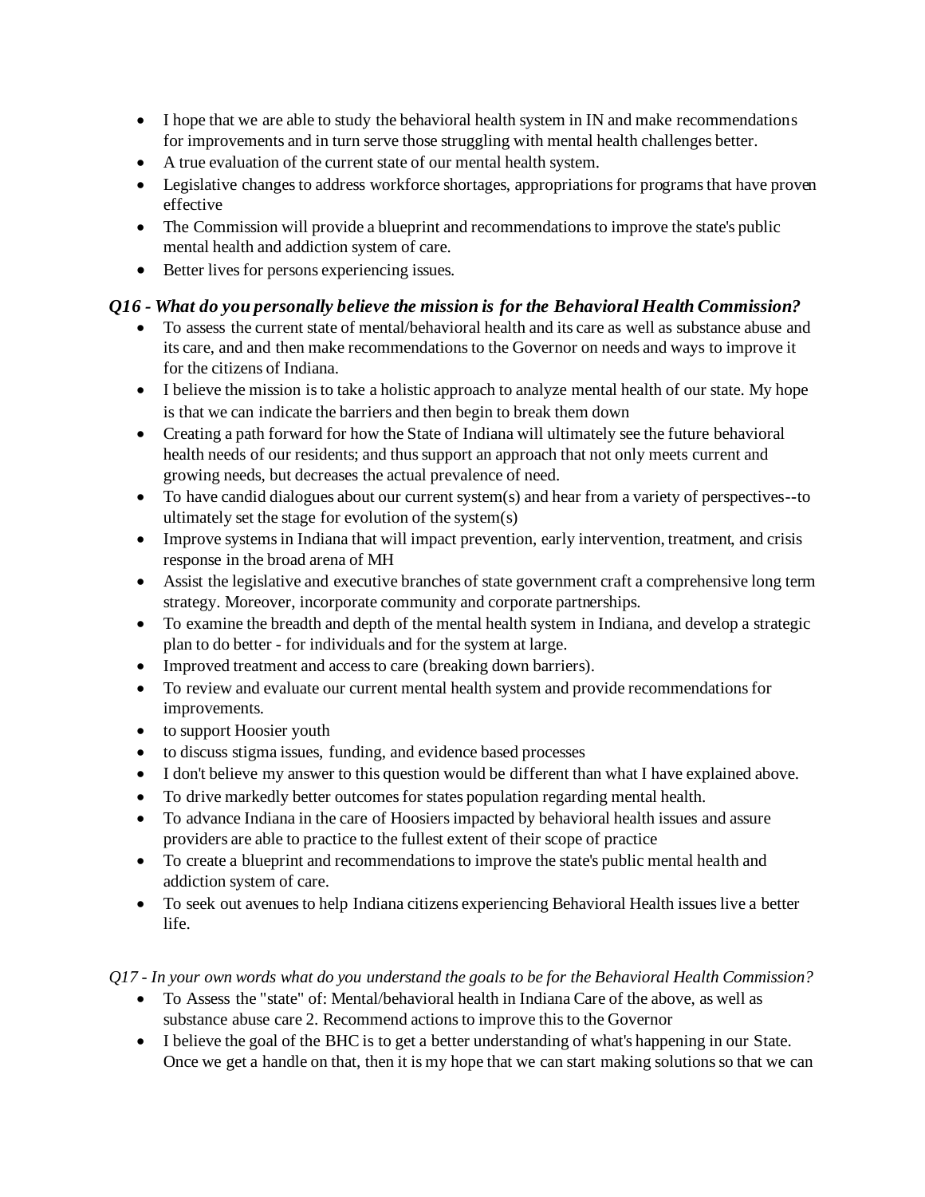- I hope that we are able to study the behavioral health system in IN and make recommendations for improvements and in turn serve those struggling with mental health challenges better.
- A true evaluation of the current state of our mental health system.
- Legislative changes to address workforce shortages, appropriations for programs that have proven effective
- The Commission will provide a blueprint and recommendations to improve the state's public mental health and addiction system of care.
- Better lives for persons experiencing issues.

### *Q16 - What do you personally believe the mission is for the Behavioral Health Commission?*

- To assess the current state of mental/behavioral health and its care as well as substance abuse and its care, and and then make recommendations to the Governor on needs and ways to improve it for the citizens of Indiana.
- I believe the mission is to take a holistic approach to analyze mental health of our state. My hope is that we can indicate the barriers and then begin to break them down
- Creating a path forward for how the State of Indiana will ultimately see the future behavioral health needs of our residents; and thus support an approach that not only meets current and growing needs, but decreases the actual prevalence of need.
- To have candid dialogues about our current system(s) and hear from a variety of perspectives--to ultimately set the stage for evolution of the system(s)
- Improve systems in Indiana that will impact prevention, early intervention, treatment, and crisis response in the broad arena of MH
- Assist the legislative and executive branches of state government craft a comprehensive long term strategy. Moreover, incorporate community and corporate partnerships.
- To examine the breadth and depth of the mental health system in Indiana, and develop a strategic plan to do better - for individuals and for the system at large.
- Improved treatment and access to care (breaking down barriers).
- To review and evaluate our current mental health system and provide recommendations for improvements.
- to support Hoosier youth
- to discuss stigma issues, funding, and evidence based processes
- I don't believe my answer to this question would be different than what I have explained above.
- To drive markedly better outcomes for states population regarding mental health.
- To advance Indiana in the care of Hoosiers impacted by behavioral health issues and assure providers are able to practice to the fullest extent of their scope of practice
- To create a blueprint and recommendations to improve the state's public mental health and addiction system of care.
- To seek out avenues to help Indiana citizens experiencing Behavioral Health issues live a better life.

*Q17 - In your own words what do you understand the goals to be for the Behavioral Health Commission?*

- To Assess the "state" of: Mental/behavioral health in Indiana Care of the above, as well as substance abuse care 2. Recommend actions to improve this to the Governor
- I believe the goal of the BHC is to get a better understanding of what's happening in our State. Once we get a handle on that, then it is my hope that we can start making solutions so that we can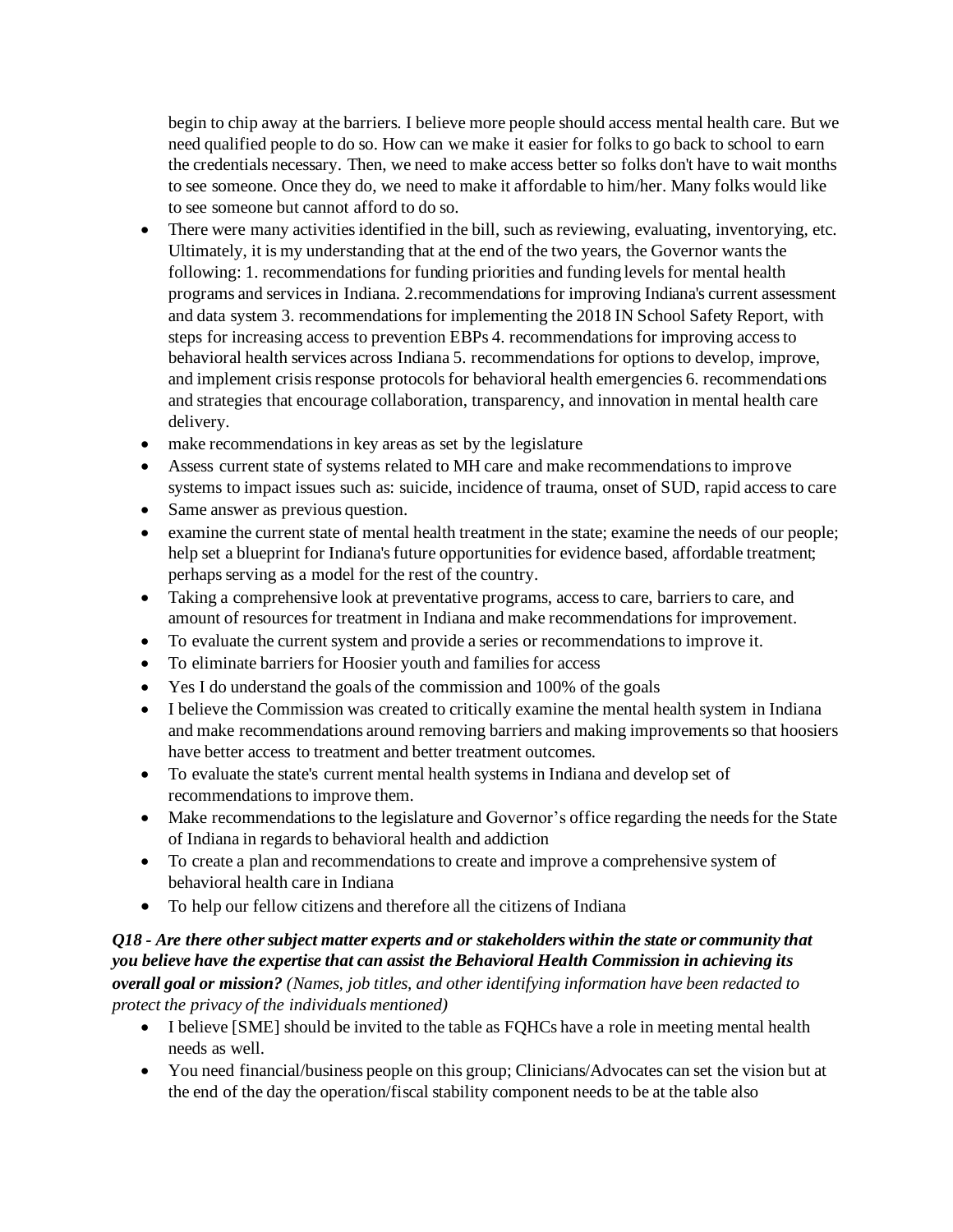begin to chip away at the barriers. I believe more people should access mental health care. But we need qualified people to do so. How can we make it easier for folks to go back to school to earn the credentials necessary. Then, we need to make access better so folks don't have to wait months to see someone. Once they do, we need to make it affordable to him/her. Many folks would like to see someone but cannot afford to do so.

- There were many activities identified in the bill, such as reviewing, evaluating, inventorying, etc. Ultimately, it is my understanding that at the end of the two years, the Governor wants the following: 1. recommendations for funding priorities and funding levels for mental health programs and services in Indiana. 2.recommendations for improving Indiana's current assessment and data system 3. recommendations for implementing the 2018 IN School Safety Report, with steps for increasing access to prevention EBPs 4. recommendations for improving access to behavioral health services across Indiana 5. recommendations for options to develop, improve, and implement crisis response protocols for behavioral health emergencies 6. recommendations and strategies that encourage collaboration, transparency, and innovation in mental health care delivery.
- make recommendations in key areas as set by the legislature
- Assess current state of systems related to MH care and make recommendations to improve systems to impact issues such as: suicide, incidence of trauma, onset of SUD, rapid access to care
- Same answer as previous question.
- examine the current state of mental health treatment in the state; examine the needs of our people; help set a blueprint for Indiana's future opportunities for evidence based, affordable treatment; perhaps serving as a model for the rest of the country.
- Taking a comprehensive look at preventative programs, access to care, barriers to care, and amount of resources for treatment in Indiana and make recommendations for improvement.
- To evaluate the current system and provide a series or recommendations to improve it.
- To eliminate barriers for Hoosier youth and families for access
- Yes I do understand the goals of the commission and 100% of the goals
- I believe the Commission was created to critically examine the mental health system in Indiana and make recommendations around removing barriers and making improvements so that hoosiers have better access to treatment and better treatment outcomes.
- To evaluate the state's current mental health systems in Indiana and develop set of recommendations to improve them.
- Make recommendations to the legislature and Governor's office regarding the needs for the State of Indiana in regards to behavioral health and addiction
- To create a plan and recommendations to create and improve a comprehensive system of behavioral health care in Indiana
- To help our fellow citizens and therefore all the citizens of Indiana

***Q18 - Are there other subject matter experts and or stakeholders within the state or community that you believe have the expertise that can assist the Behavioral Health Commission in achieving its overall goal or mission?*** *(Names, job titles, and other identifying information have been redacted to protect the privacy of the individuals mentioned)*

- I believe [SME] should be invited to the table as FQHCs have a role in meeting mental health needs as well.
- You need financial/business people on this group; Clinicians/Advocates can set the vision but at the end of the day the operation/fiscal stability component needs to be at the table also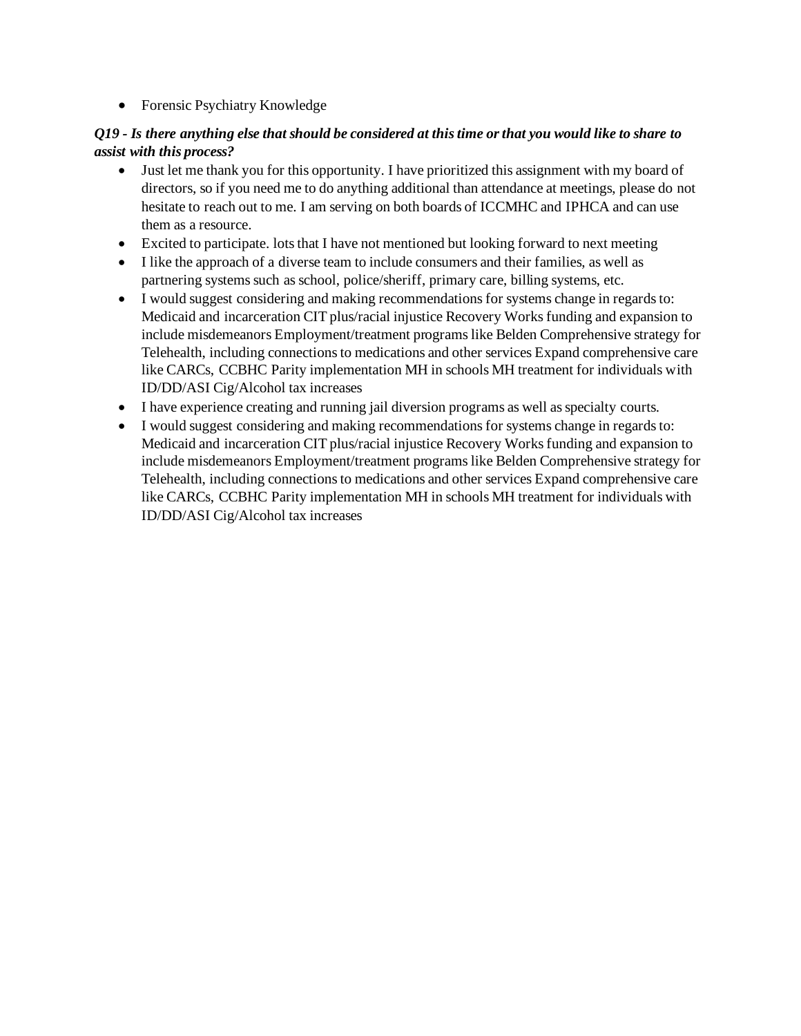- Forensic Psychiatry Knowledge

***Q19 - Is there anything else that should be considered at this time or that you would like to share to assist with this process?***

- Just let me thank you for this opportunity. I have prioritized this assignment with my board of directors, so if you need me to do anything additional than attendance at meetings, please do not hesitate to reach out to me. I am serving on both boards of ICCMHC and IPHCA and can use them as a resource.
- Excited to participate. lots that I have not mentioned but looking forward to next meeting
- I like the approach of a diverse team to include consumers and their families, as well as partnering systems such as school, police/sheriff, primary care, billing systems, etc.
- I would suggest considering and making recommendations for systems change in regards to: Medicaid and incarceration CIT plus/racial injustice Recovery Works funding and expansion to include misdemeanors Employment/treatment programs like Belden Comprehensive strategy for Telehealth, including connections to medications and other services Expand comprehensive care like CARCs, CCBHC Parity implementation MH in schools MH treatment for individuals with ID/DD/ASI Cig/Alcohol tax increases
- I have experience creating and running jail diversion programs as well as specialty courts.
- I would suggest considering and making recommendations for systems change in regards to: Medicaid and incarceration CIT plus/racial injustice Recovery Works funding and expansion to include misdemeanors Employment/treatment programs like Belden Comprehensive strategy for Telehealth, including connections to medications and other services Expand comprehensive care like CARCs, CCBHC Parity implementation MH in schools MH treatment for individuals with ID/DD/ASI Cig/Alcohol tax increases